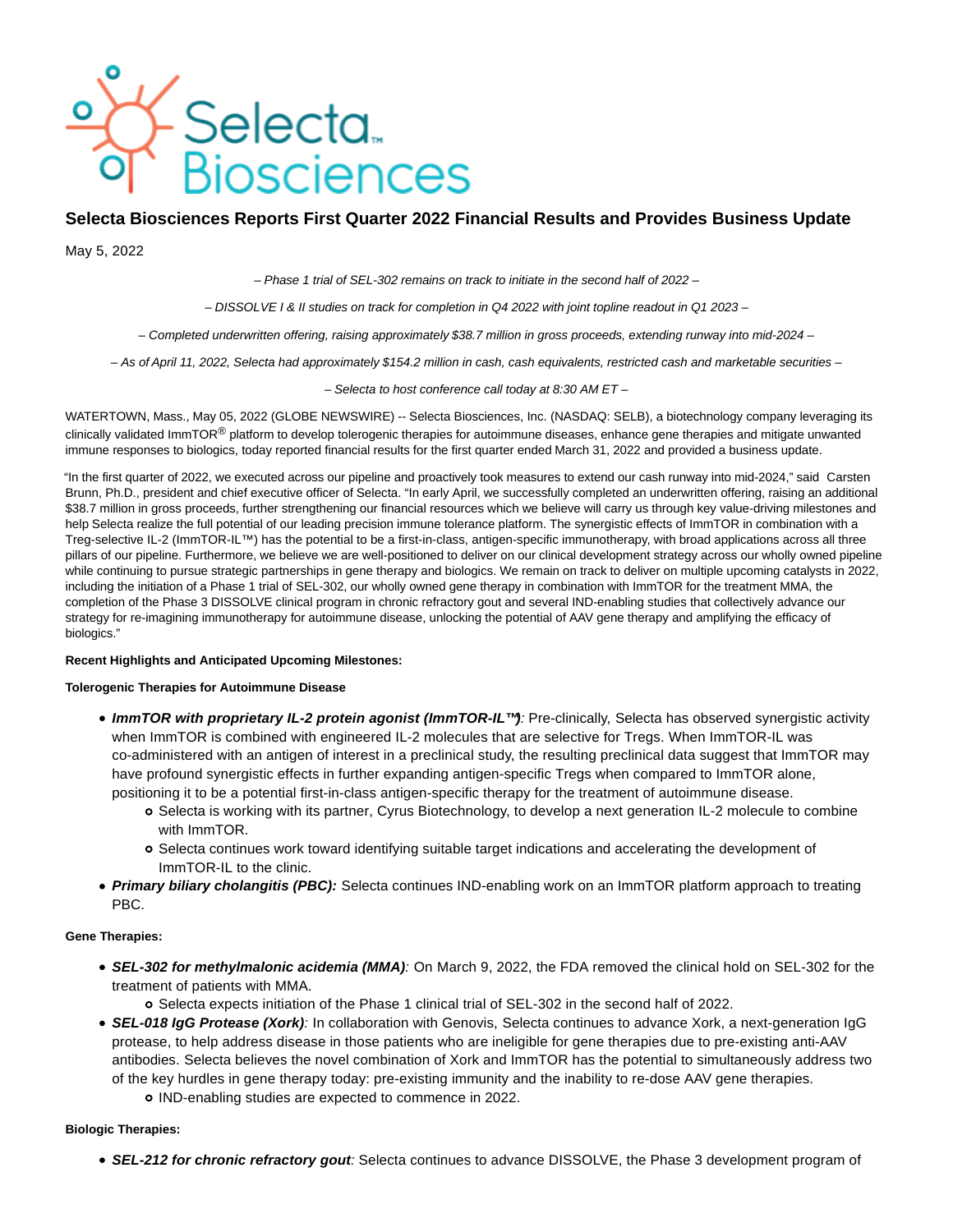# Selecta Biosciences Reports First Quarter 2022 Financial Results and Provides Business Update

May 5, 2022

*– Phase 1 trial of SEL-302 remains on track to initiate in the second half of 2022 –*

*– DISSOLVE I & II studies on track for completion in Q4 2022 with joint topline readout in Q1 2023 –*

*– Completed underwritten offering, raising approximately $38.7 million in gross proceeds, extending runway into mid-2024 –*

*– As of April 11, 2022, Selecta had approximately $154.2 million in cash, cash equivalents, restricted cash and marketable securities –*

*– Selecta to host conference call today at 8:30 AM ET –*

WATERTOWN, Mass., May 05, 2022 (GLOBE NEWSWIRE) -- Selecta Biosciences, Inc. (NASDAQ: SELB), a biotechnology company leveraging its clinically validated ImmTOR® platform to develop tolerogenic therapies for autoimmune diseases, enhance gene therapies and mitigate unwanted immune responses to biologics, today reported financial results for the first quarter ended March 31, 2022 and provided a business update.

"In the first quarter of 2022, we executed across our pipeline and proactively took measures to extend our cash runway into mid-2024," said Carsten Brunn, Ph.D., president and chief executive officer of Selecta. "In early April, we successfully completed an underwritten offering, raising an additional $38.7 million in gross proceeds, further strengthening our financial resources which we believe will carry us through key value-driving milestones and help Selecta realize the full potential of our leading precision immune tolerance platform. The synergistic effects of ImmTOR in combination with a Treg-selective IL-2 (ImmTOR-IL™) has the potential to be a first-in-class, antigen-specific immunotherapy, with broad applications across all three pillars of our pipeline. Furthermore, we believe we are well-positioned to deliver on our clinical development strategy across our wholly owned pipeline while continuing to pursue strategic partnerships in gene therapy and biologics. We remain on track to deliver on multiple upcoming catalysts in 2022, including the initiation of a Phase 1 trial of SEL-302, our wholly owned gene therapy in combination with ImmTOR for the treatment MMA, the completion of the Phase 3 DISSOLVE clinical program in chronic refractory gout and several IND-enabling studies that collectively advance our strategy for re-imagining immunotherapy for autoimmune disease, unlocking the potential of AAV gene therapy and amplifying the efficacy of biologics."

**Recent Highlights and Anticipated Upcoming Milestones:**

**Tolerogenic Therapies for Autoimmune Disease**

- ***ImmTOR with proprietary IL-2 protein agonist (ImmTOR-IL™)****:* Pre-clinically, Selecta has observed synergistic activity when ImmTOR is combined with engineered IL-2 molecules that are selective for Tregs. When ImmTOR-IL was co-administered with an antigen of interest in a preclinical study, the resulting preclinical data suggest that ImmTOR may have profound synergistic effects in further expanding antigen-specific Tregs when compared to ImmTOR alone, positioning it to be a potential first-in-class antigen-specific therapy for the treatment of autoimmune disease.
  - Selecta is working with its partner, Cyrus Biotechnology, to develop a next generation IL-2 molecule to combine with ImmTOR.
  - Selecta continues work toward identifying suitable target indications and accelerating the development of ImmTOR-IL to the clinic.
- ***Primary biliary cholangitis (PBC):*** Selecta continues IND-enabling work on an ImmTOR platform approach to treating PBC.

**Gene Therapies:**

- ***SEL-302 for methylmalonic acidemia (MMA)****:* On March 9, 2022, the FDA removed the clinical hold on SEL-302 for the treatment of patients with MMA.
  - Selecta expects initiation of the Phase 1 clinical trial of SEL-302 in the second half of 2022.
- ***SEL-018 IgG Protease (Xork)****:* In collaboration with Genovis, Selecta continues to advance Xork, a next-generation IgG protease, to help address disease in those patients who are ineligible for gene therapies due to pre-existing anti-AAV antibodies. Selecta believes the novel combination of Xork and ImmTOR has the potential to simultaneously address two of the key hurdles in gene therapy today: pre-existing immunity and the inability to re-dose AAV gene therapies.
  - IND-enabling studies are expected to commence in 2022.

**Biologic Therapies:**

- ***SEL-212 for chronic refractory gout****:* Selecta continues to advance DISSOLVE, the Phase 3 development program of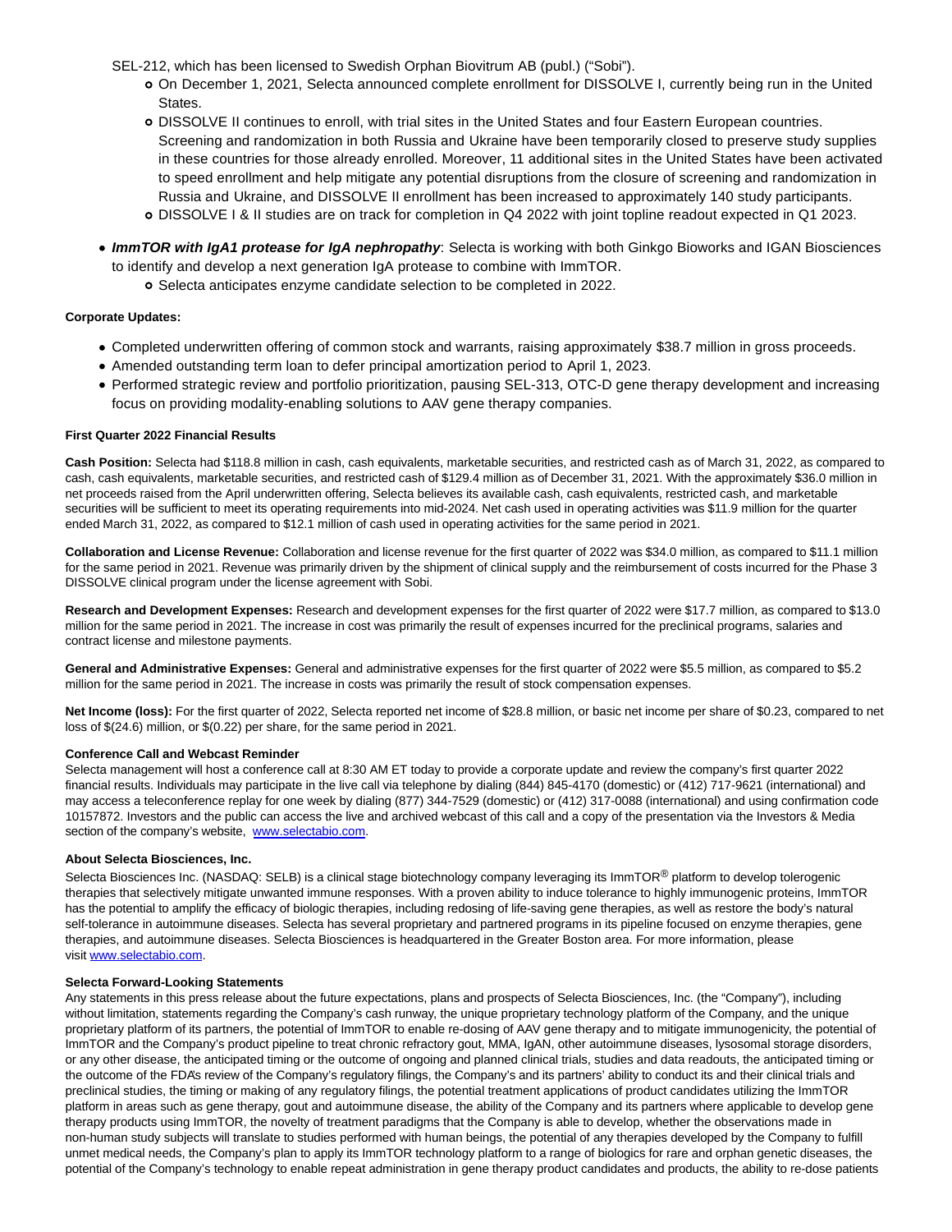SEL-212, which has been licensed to Swedish Orphan Biovitrum AB (publ.) ("Sobi").

- On December 1, 2021, Selecta announced complete enrollment for DISSOLVE I, currently being run in the United States.
- DISSOLVE II continues to enroll, with trial sites in the United States and four Eastern European countries. Screening and randomization in both Russia and Ukraine have been temporarily closed to preserve study supplies in these countries for those already enrolled. Moreover, 11 additional sites in the United States have been activated to speed enrollment and help mitigate any potential disruptions from the closure of screening and randomization in Russia and Ukraine, and DISSOLVE II enrollment has been increased to approximately 140 study participants.
- DISSOLVE I & II studies are on track for completion in Q4 2022 with joint topline readout expected in Q1 2023.

- ***ImmTOR with IgA1 protease for IgA nephropathy***: Selecta is working with both Ginkgo Bioworks and IGAN Biosciences to identify and develop a next generation IgA protease to combine with ImmTOR.
  - Selecta anticipates enzyme candidate selection to be completed in 2022.

**Corporate Updates:**

- Completed underwritten offering of common stock and warrants, raising approximately $38.7 million in gross proceeds.
- Amended outstanding term loan to defer principal amortization period to April 1, 2023.
- Performed strategic review and portfolio prioritization, pausing SEL-313, OTC-D gene therapy development and increasing focus on providing modality-enabling solutions to AAV gene therapy companies.

**First Quarter 2022 Financial Results**

**Cash Position:** Selecta had $118.8 million in cash, cash equivalents, marketable securities, and restricted cash as of March 31, 2022, as compared to cash, cash equivalents, marketable securities, and restricted cash of $129.4 million as of December 31, 2021. With the approximately $36.0 million in net proceeds raised from the April underwritten offering, Selecta believes its available cash, cash equivalents, restricted cash, and marketable securities will be sufficient to meet its operating requirements into mid-2024. Net cash used in operating activities was $11.9 million for the quarter ended March 31, 2022, as compared to $12.1 million of cash used in operating activities for the same period in 2021.

**Collaboration and License Revenue:** Collaboration and license revenue for the first quarter of 2022 was $34.0 million, as compared to $11.1 million for the same period in 2021. Revenue was primarily driven by the shipment of clinical supply and the reimbursement of costs incurred for the Phase 3 DISSOLVE clinical program under the license agreement with Sobi.

**Research and Development Expenses:** Research and development expenses for the first quarter of 2022 were $17.7 million, as compared to $13.0 million for the same period in 2021. The increase in cost was primarily the result of expenses incurred for the preclinical programs, salaries and contract license and milestone payments.

**General and Administrative Expenses:** General and administrative expenses for the first quarter of 2022 were $5.5 million, as compared to $5.2 million for the same period in 2021. The increase in costs was primarily the result of stock compensation expenses.

**Net Income (loss):** For the first quarter of 2022, Selecta reported net income of $28.8 million, or basic net income per share of $0.23, compared to net loss of $(24.6) million, or $(0.22) per share, for the same period in 2021.

**Conference Call and Webcast Reminder**

Selecta management will host a conference call at 8:30 AM ET today to provide a corporate update and review the company's first quarter 2022 financial results. Individuals may participate in the live call via telephone by dialing (844) 845-4170 (domestic) or (412) 717-9621 (international) and may access a teleconference replay for one week by dialing (877) 344-7529 (domestic) or (412) 317-0088 (international) and using confirmation code 10157872. Investors and the public can access the live and archived webcast of this call and a copy of the presentation via the Investors & Media section of the company's website, www.selectabio.com.

**About Selecta Biosciences, Inc.**

Selecta Biosciences Inc. (NASDAQ: SELB) is a clinical stage biotechnology company leveraging its ImmTOR® platform to develop tolerogenic therapies that selectively mitigate unwanted immune responses. With a proven ability to induce tolerance to highly immunogenic proteins, ImmTOR has the potential to amplify the efficacy of biologic therapies, including redosing of life-saving gene therapies, as well as restore the body's natural self-tolerance in autoimmune diseases. Selecta has several proprietary and partnered programs in its pipeline focused on enzyme therapies, gene therapies, and autoimmune diseases. Selecta Biosciences is headquartered in the Greater Boston area. For more information, please visit www.selectabio.com.

**Selecta Forward-Looking Statements**

Any statements in this press release about the future expectations, plans and prospects of Selecta Biosciences, Inc. (the "Company"), including without limitation, statements regarding the Company's cash runway, the unique proprietary technology platform of the Company, and the unique proprietary platform of its partners, the potential of ImmTOR to enable re-dosing of AAV gene therapy and to mitigate immunogenicity, the potential of ImmTOR and the Company's product pipeline to treat chronic refractory gout, MMA, IgAN, other autoimmune diseases, lysosomal storage disorders, or any other disease, the anticipated timing or the outcome of ongoing and planned clinical trials, studies and data readouts, the anticipated timing or the outcome of the FDA's review of the Company's regulatory filings, the Company's and its partners' ability to conduct its and their clinical trials and preclinical studies, the timing or making of any regulatory filings, the potential treatment applications of product candidates utilizing the ImmTOR platform in areas such as gene therapy, gout and autoimmune disease, the ability of the Company and its partners where applicable to develop gene therapy products using ImmTOR, the novelty of treatment paradigms that the Company is able to develop, whether the observations made in non-human study subjects will translate to studies performed with human beings, the potential of any therapies developed by the Company to fulfill unmet medical needs, the Company's plan to apply its ImmTOR technology platform to a range of biologics for rare and orphan genetic diseases, the potential of the Company's technology to enable repeat administration in gene therapy product candidates and products, the ability to re-dose patients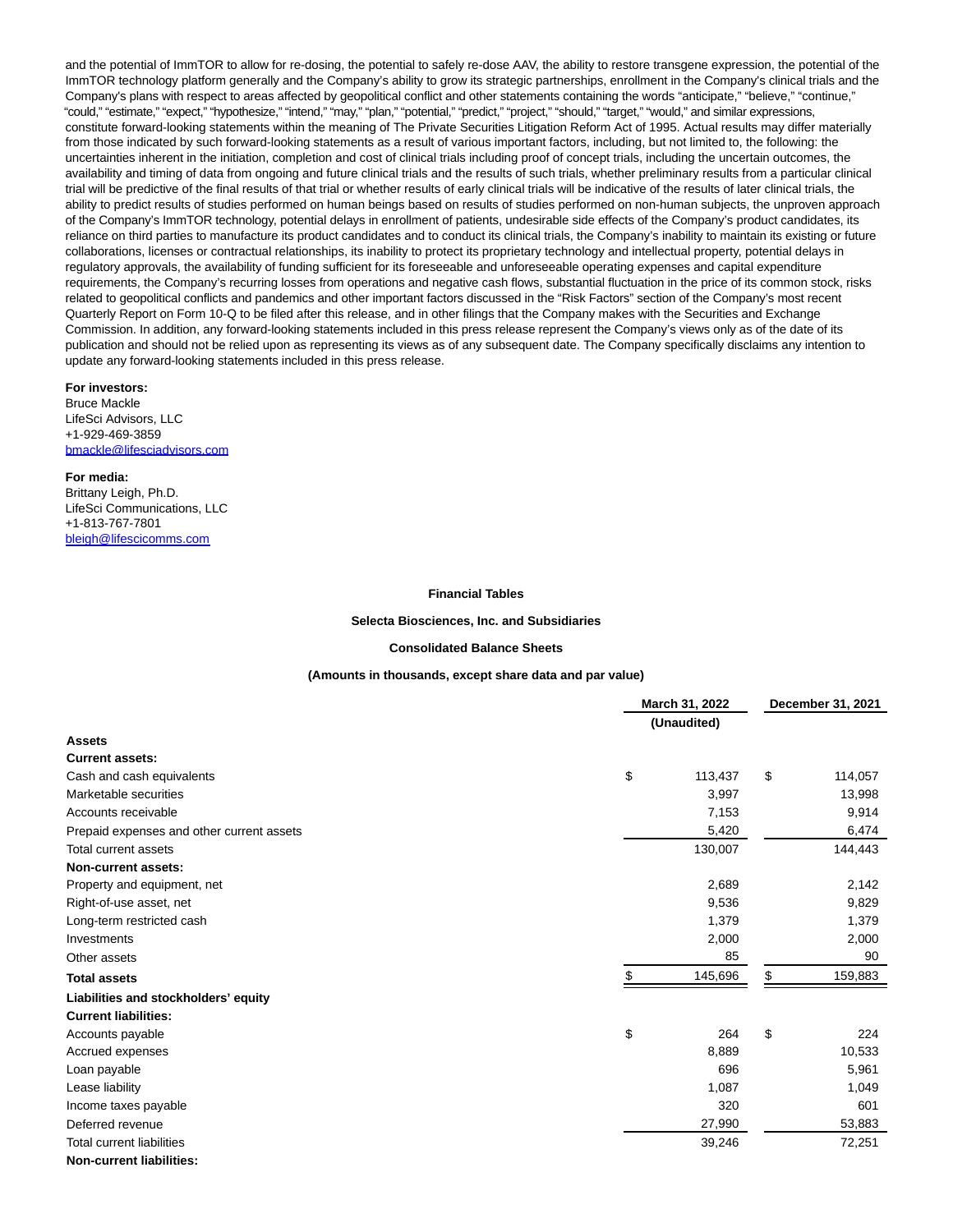and the potential of ImmTOR to allow for re-dosing, the potential to safely re-dose AAV, the ability to restore transgene expression, the potential of the ImmTOR technology platform generally and the Company's ability to grow its strategic partnerships, enrollment in the Company's clinical trials and the Company's plans with respect to areas affected by geopolitical conflict and other statements containing the words "anticipate," "believe," "continue," "could," "estimate," "expect," "hypothesize," "intend," "may," "plan," "potential," "predict," "project," "should," "target," "would," and similar expressions, constitute forward-looking statements within the meaning of The Private Securities Litigation Reform Act of 1995. Actual results may differ materially from those indicated by such forward-looking statements as a result of various important factors, including, but not limited to, the following: the uncertainties inherent in the initiation, completion and cost of clinical trials including proof of concept trials, including the uncertain outcomes, the availability and timing of data from ongoing and future clinical trials and the results of such trials, whether preliminary results from a particular clinical trial will be predictive of the final results of that trial or whether results of early clinical trials will be indicative of the results of later clinical trials, the ability to predict results of studies performed on human beings based on results of studies performed on non-human subjects, the unproven approach of the Company's ImmTOR technology, potential delays in enrollment of patients, undesirable side effects of the Company's product candidates, its reliance on third parties to manufacture its product candidates and to conduct its clinical trials, the Company's inability to maintain its existing or future collaborations, licenses or contractual relationships, its inability to protect its proprietary technology and intellectual property, potential delays in regulatory approvals, the availability of funding sufficient for its foreseeable and unforeseeable operating expenses and capital expenditure requirements, the Company's recurring losses from operations and negative cash flows, substantial fluctuation in the price of its common stock, risks related to geopolitical conflicts and pandemics and other important factors discussed in the "Risk Factors" section of the Company's most recent Quarterly Report on Form 10-Q to be filed after this release, and in other filings that the Company makes with the Securities and Exchange Commission. In addition, any forward-looking statements included in this press release represent the Company's views only as of the date of its publication and should not be relied upon as representing its views as of any subsequent date. The Company specifically disclaims any intention to update any forward-looking statements included in this press release.

**For investors:**
Bruce Mackle
LifeSci Advisors, LLC
+1-929-469-3859
bmackle@lifesciadvisors.com

**For media:**
Brittany Leigh, Ph.D.
LifeSci Communications, LLC
+1-813-767-7801
bleigh@lifescicomms.com

**Financial Tables**

**Selecta Biosciences, Inc. and Subsidiaries**

**Consolidated Balance Sheets**

**(Amounts in thousands, except share data and par value)**

| | March 31, 2022 (Unaudited) | December 31, 2021 |
|---|---|---|
| **Assets** | | |
| **Current assets:** | | |
| Cash and cash equivalents | $ 113,437 | $ 114,057 |
| Marketable securities | 3,997 | 13,998 |
| Accounts receivable | 7,153 | 9,914 |
| Prepaid expenses and other current assets | 5,420 | 6,474 |
| Total current assets | 130,007 | 144,443 |
| **Non-current assets:** | | |
| Property and equipment, net | 2,689 | 2,142 |
| Right-of-use asset, net | 9,536 | 9,829 |
| Long-term restricted cash | 1,379 | 1,379 |
| Investments | 2,000 | 2,000 |
| Other assets | 85 | 90 |
| **Total assets** | $ 145,696 | $ 159,883 |
| **Liabilities and stockholders' equity** | | |
| **Current liabilities:** | | |
| Accounts payable | $ 264 | $ 224 |
| Accrued expenses | 8,889 | 10,533 |
| Loan payable | 696 | 5,961 |
| Lease liability | 1,087 | 1,049 |
| Income taxes payable | 320 | 601 |
| Deferred revenue | 27,990 | 53,883 |
| Total current liabilities | 39,246 | 72,251 |
| **Non-current liabilities:** | | |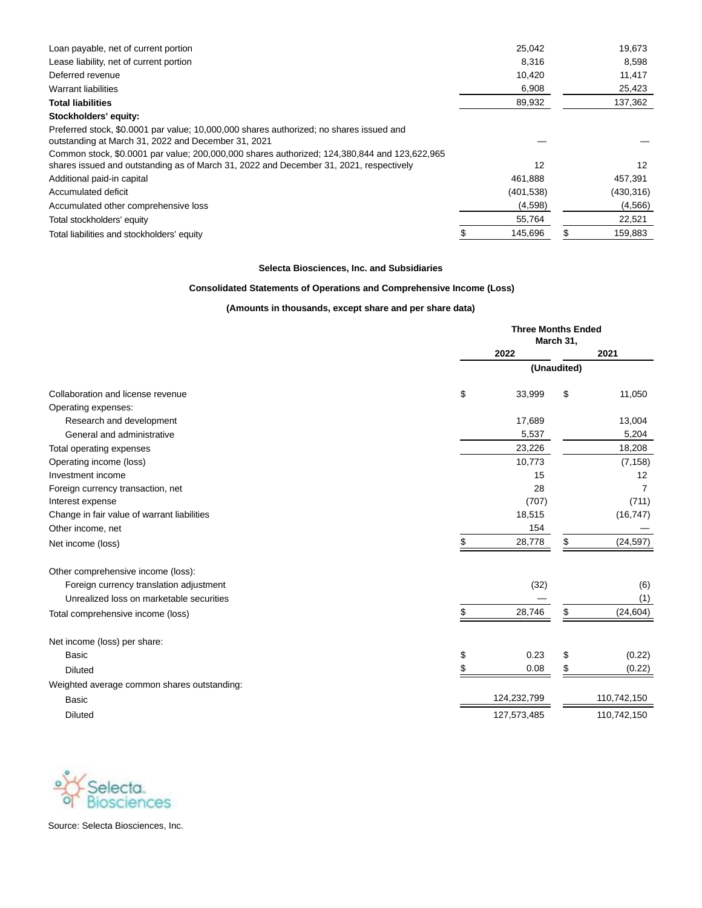| | | |
|---|---|---|
| Loan payable, net of current portion | 25,042 | 19,673 |
| Lease liability, net of current portion | 8,316 | 8,598 |
| Deferred revenue | 10,420 | 11,417 |
| Warrant liabilities | 6,908 | 25,423 |
| **Total liabilities** | 89,932 | 137,362 |
| **Stockholders' equity:** | | |
| Preferred stock, $0.0001 par value; 10,000,000 shares authorized; no shares issued and outstanding at March 31, 2022 and December 31, 2021 | — | — |
| Common stock, $0.0001 par value; 200,000,000 shares authorized; 124,380,844 and 123,622,965 shares issued and outstanding as of March 31, 2022 and December 31, 2021, respectively | 12 | 12 |
| Additional paid-in capital | 461,888 | 457,391 |
| Accumulated deficit | (401,538) | (430,316) |
| Accumulated other comprehensive loss | (4,598) | (4,566) |
| Total stockholders' equity | 55,764 | 22,521 |
| Total liabilities and stockholders' equity | $ 145,696 | $ 159,883 |

**Selecta Biosciences, Inc. and Subsidiaries**

**Consolidated Statements of Operations and Comprehensive Income (Loss)**

**(Amounts in thousands, except share and per share data)**

| | Three Months Ended March 31, | |
|---|---|---|
| | **2022** | **2021** |
| | (Unaudited) | |
| Collaboration and license revenue | $ 33,999 | $ 11,050 |
| Operating expenses: | | |
| Research and development | 17,689 | 13,004 |
| General and administrative | 5,537 | 5,204 |
| Total operating expenses | 23,226 | 18,208 |
| Operating income (loss) | 10,773 | (7,158) |
| Investment income | 15 | 12 |
| Foreign currency transaction, net | 28 | 7 |
| Interest expense | (707) | (711) |
| Change in fair value of warrant liabilities | 18,515 | (16,747) |
| Other income, net | 154 | — |
| Net income (loss) | $ 28,778 | $ (24,597) |
| Other comprehensive income (loss): | | |
| Foreign currency translation adjustment | (32) | (6) |
| Unrealized loss on marketable securities | — | (1) |
| Total comprehensive income (loss) | $ 28,746 | $ (24,604) |
| Net income (loss) per share: | | |
| Basic | $ 0.23 | $ (0.22) |
| Diluted | $ 0.08 | $ (0.22) |
| Weighted average common shares outstanding: | | |
| Basic | 124,232,799 | 110,742,150 |
| Diluted | 127,573,485 | 110,742,150 |

Selecta Biosciences

Source: Selecta Biosciences, Inc.